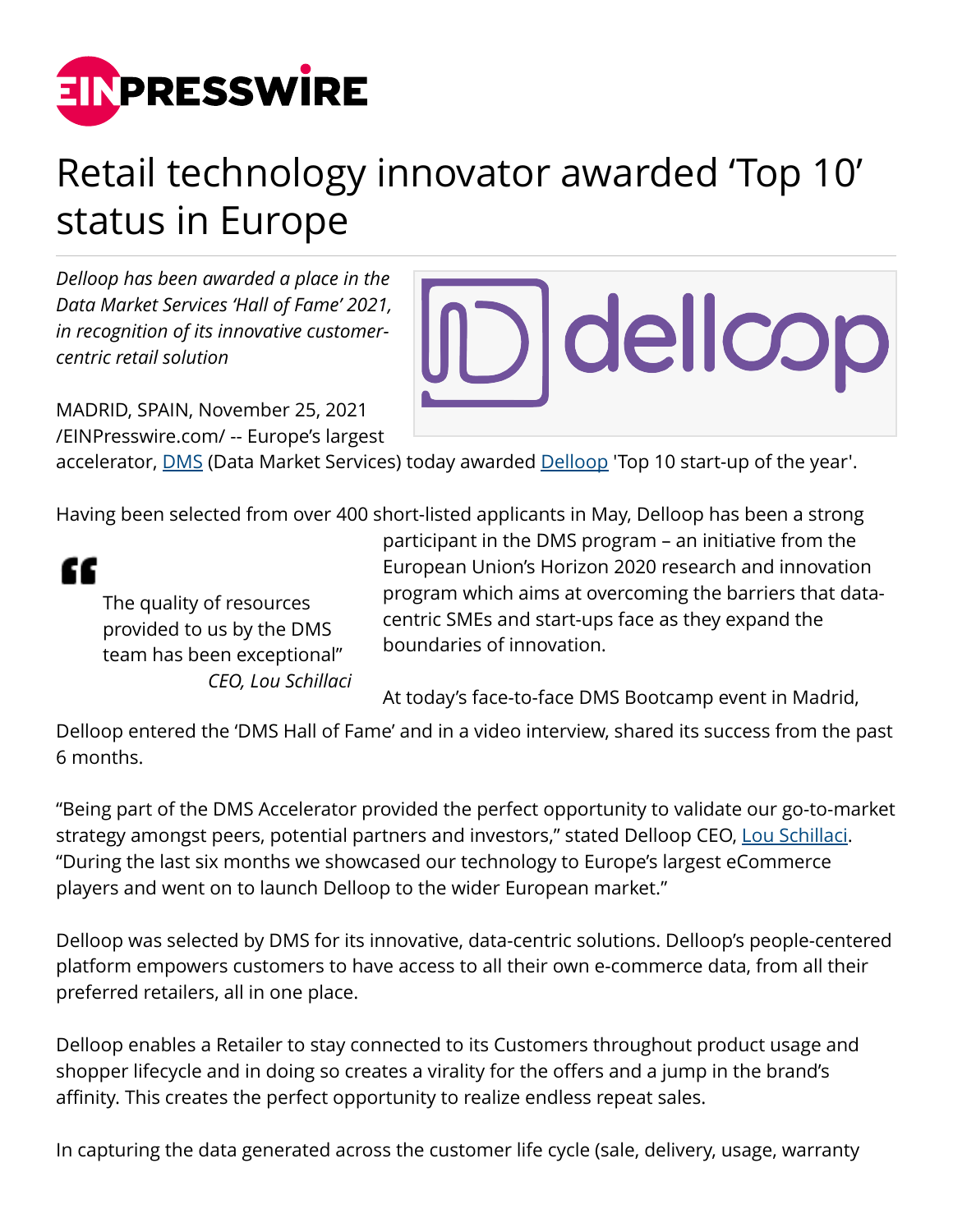# Retail technology innovator awarded 'Top 10' status in Europe

*Delloop has been awarded a place in the Data Market Services 'Hall of Fame' 2021, in recognition of its innovative customer-centric retail solution*

MADRID, SPAIN, November 25, 2021 /EINPresswire.com/ -- Europe's largest accelerator, DMS (Data Market Services) today awarded Delloop 'Top 10 start-up of the year'.

Having been selected from over 400 short-listed applicants in May, Delloop has been a strong participant in the DMS program – an initiative from the European Union's Horizon 2020 research and innovation program which aims at overcoming the barriers that data-centric SMEs and start-ups face as they expand the boundaries of innovation.

> The quality of resources provided to us by the DMS team has been exceptional"
>
> *CEO, Lou Schillaci*

At today's face-to-face DMS Bootcamp event in Madrid, Delloop entered the 'DMS Hall of Fame' and in a video interview, shared its success from the past 6 months.

"Being part of the DMS Accelerator provided the perfect opportunity to validate our go-to-market strategy amongst peers, potential partners and investors," stated Delloop CEO, Lou Schillaci. "During the last six months we showcased our technology to Europe's largest eCommerce players and went on to launch Delloop to the wider European market."

Delloop was selected by DMS for its innovative, data-centric solutions. Delloop's people-centered platform empowers customers to have access to all their own e-commerce data, from all their preferred retailers, all in one place.

Delloop enables a Retailer to stay connected to its Customers throughout product usage and shopper lifecycle and in doing so creates a virality for the offers and a jump in the brand's affinity. This creates the perfect opportunity to realize endless repeat sales.

In capturing the data generated across the customer life cycle (sale, delivery, usage, warranty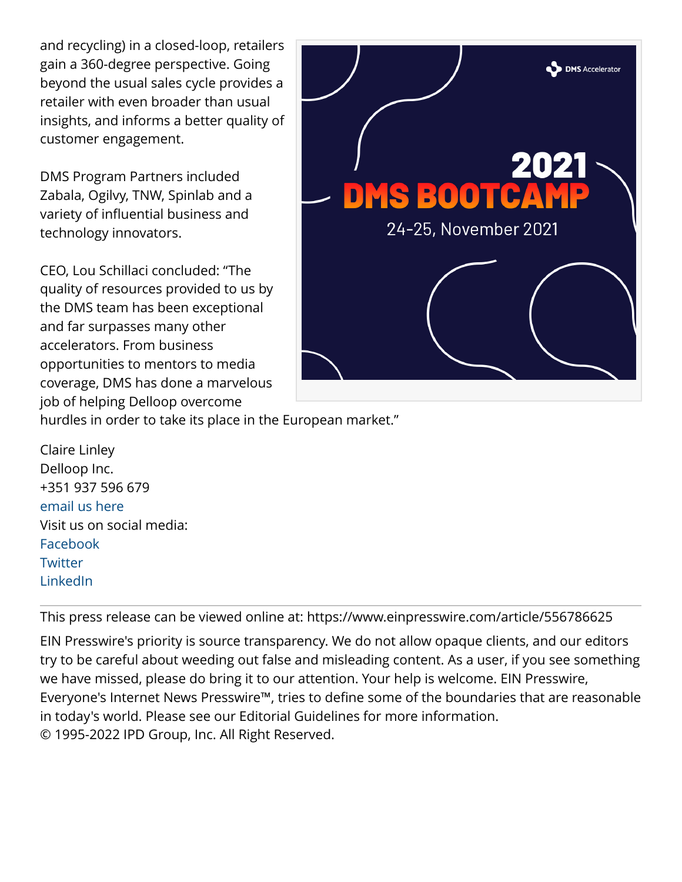and recycling) in a closed-loop, retailers gain a 360-degree perspective. Going beyond the usual sales cycle provides a retailer with even broader than usual insights, and informs a better quality of customer engagement.

DMS Program Partners included Zabala, Ogilvy, TNW, Spinlab and a variety of influential business and technology innovators.

CEO, Lou Schillaci concluded: "The quality of resources provided to us by the DMS team has been exceptional and far surpasses many other accelerators. From business opportunities to mentors to media coverage, DMS has done a marvelous job of helping Delloop overcome hurdles in order to take its place in the European market."

Claire Linley
Delloop Inc.
+351 937 596 679
email us here
Visit us on social media:
Facebook
Twitter
LinkedIn

---

This press release can be viewed online at: https://www.einpresswire.com/article/556786625

EIN Presswire's priority is source transparency. We do not allow opaque clients, and our editors try to be careful about weeding out false and misleading content. As a user, if you see something we have missed, please do bring it to our attention. Your help is welcome. EIN Presswire, Everyone's Internet News Presswire™, tries to define some of the boundaries that are reasonable in today's world. Please see our Editorial Guidelines for more information.
© 1995-2022 IPD Group, Inc. All Right Reserved.